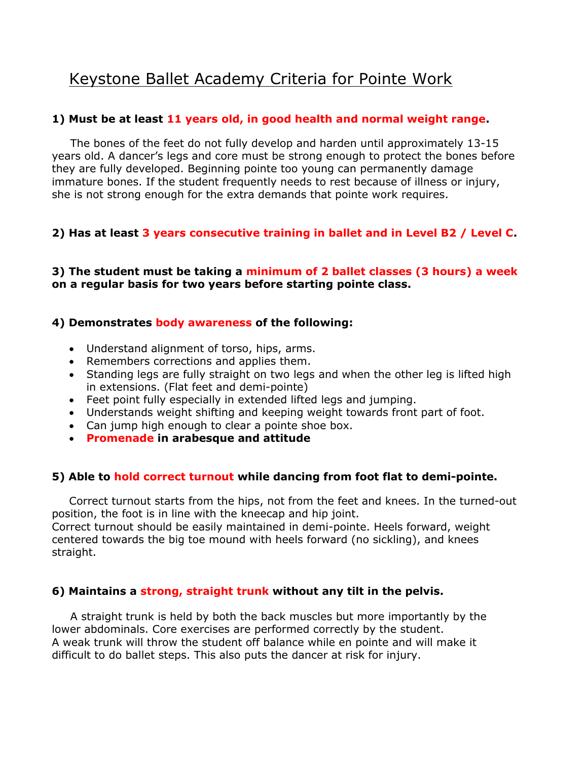# Keystone Ballet Academy Criteria for Pointe Work

**1) Must be at least 11 years old, in good health and normal weight range.**

The bones of the feet do not fully develop and harden until approximately 13-15 years old. A dancer's legs and core must be strong enough to protect the bones before they are fully developed. Beginning pointe too young can permanently damage immature bones. If the student frequently needs to rest because of illness or injury, she is not strong enough for the extra demands that pointe work requires.

**2) Has at least 3 years consecutive training in ballet and in Level B2 / Level C.**

**3) The student must be taking a minimum of 2 ballet classes (3 hours) a week on a regular basis for two years before starting pointe class.**

**4) Demonstrates body awareness of the following:**

- Understand alignment of torso, hips, arms.
- Remembers corrections and applies them.
- Standing legs are fully straight on two legs and when the other leg is lifted high in extensions. (Flat feet and demi-pointe)
- Feet point fully especially in extended lifted legs and jumping.
- Understands weight shifting and keeping weight towards front part of foot.
- Can jump high enough to clear a pointe shoe box.
- **Promenade in arabesque and attitude**

**5) Able to hold correct turnout while dancing from foot flat to demi-pointe.**

Correct turnout starts from the hips, not from the feet and knees. In the turned-out position, the foot is in line with the kneecap and hip joint.
Correct turnout should be easily maintained in demi-pointe. Heels forward, weight centered towards the big toe mound with heels forward (no sickling), and knees straight.

**6) Maintains a strong, straight trunk without any tilt in the pelvis.**

A straight trunk is held by both the back muscles but more importantly by the lower abdominals. Core exercises are performed correctly by the student.
A weak trunk will throw the student off balance while en pointe and will make it difficult to do ballet steps. This also puts the dancer at risk for injury.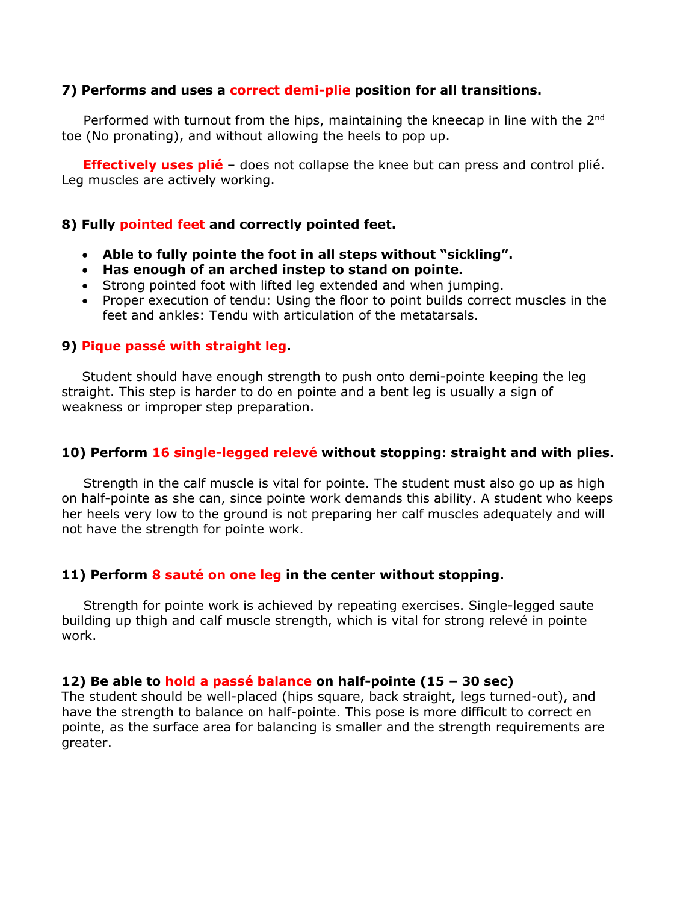**7) Performs and uses a correct demi-plie position for all transitions.**

Performed with turnout from the hips, maintaining the kneecap in line with the 2nd toe (No pronating), and without allowing the heels to pop up.

**Effectively uses plié** – does not collapse the knee but can press and control plié. Leg muscles are actively working.

**8) Fully pointed feet and correctly pointed feet.**

- **Able to fully pointe the foot in all steps without "sickling".**
- **Has enough of an arched instep to stand on pointe.**
- Strong pointed foot with lifted leg extended and when jumping.
- Proper execution of tendu: Using the floor to point builds correct muscles in the feet and ankles: Tendu with articulation of the metatarsals.

**9) Pique passé with straight leg.**

Student should have enough strength to push onto demi-pointe keeping the leg straight. This step is harder to do en pointe and a bent leg is usually a sign of weakness or improper step preparation.

**10) Perform 16 single-legged relevé without stopping: straight and with plies.**

Strength in the calf muscle is vital for pointe. The student must also go up as high on half-pointe as she can, since pointe work demands this ability. A student who keeps her heels very low to the ground is not preparing her calf muscles adequately and will not have the strength for pointe work.

**11) Perform 8 sauté on one leg in the center without stopping.**

Strength for pointe work is achieved by repeating exercises. Single-legged saute building up thigh and calf muscle strength, which is vital for strong relevé in pointe work.

**12) Be able to hold a passé balance on half-pointe (15 – 30 sec)**
The student should be well-placed (hips square, back straight, legs turned-out), and have the strength to balance on half-pointe. This pose is more difficult to correct en pointe, as the surface area for balancing is smaller and the strength requirements are greater.